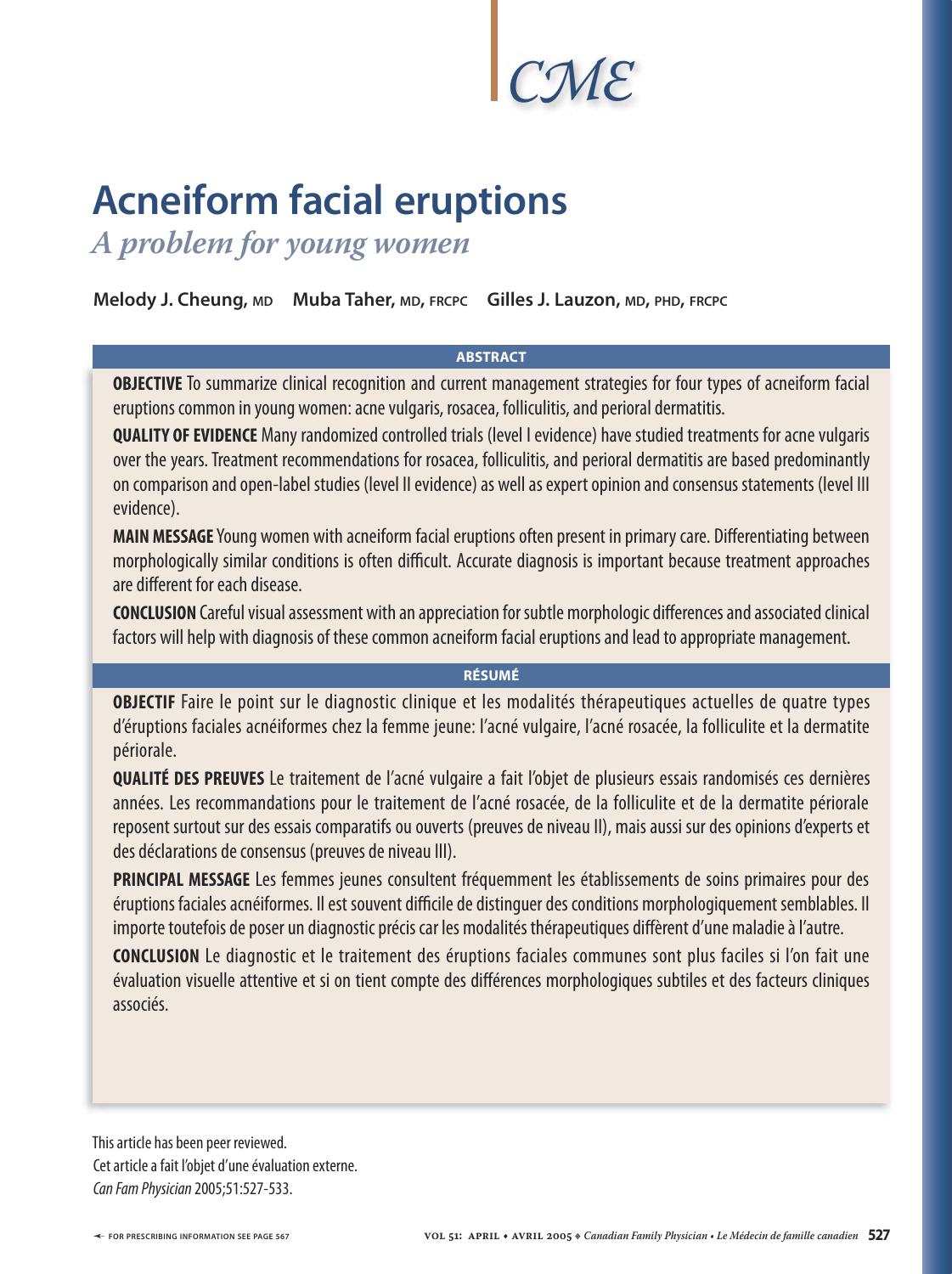CME

# Acneiform facial eruptions

*A problem for young women*

**Melody J. Cheung,** MD **Muba Taher,** MD, FRCPC **Gilles J. Lauzon,** MD, PHD, FRCPC

## ABSTRACT

**OBJECTIVE** To summarize clinical recognition and current management strategies for four types of acneiform facial eruptions common in young women: acne vulgaris, rosacea, folliculitis, and perioral dermatitis.

**QUALITY OF EVIDENCE** Many randomized controlled trials (level I evidence) have studied treatments for acne vulgaris over the years. Treatment recommendations for rosacea, folliculitis, and perioral dermatitis are based predominantly on comparison and open-label studies (level II evidence) as well as expert opinion and consensus statements (level III evidence).

**MAIN MESSAGE** Young women with acneiform facial eruptions often present in primary care. Differentiating between morphologically similar conditions is often difficult. Accurate diagnosis is important because treatment approaches are different for each disease.

**CONCLUSION** Careful visual assessment with an appreciation for subtle morphologic differences and associated clinical factors will help with diagnosis of these common acneiform facial eruptions and lead to appropriate management.

## RÉSUMÉ

**OBJECTIF** Faire le point sur le diagnostic clinique et les modalités thérapeutiques actuelles de quatre types d'éruptions faciales acnéiformes chez la femme jeune: l'acné vulgaire, l'acné rosacée, la folliculite et la dermatite périorale.

**QUALITÉ DES PREUVES** Le traitement de l'acné vulgaire a fait l'objet de plusieurs essais randomisés ces dernières années. Les recommandations pour le traitement de l'acné rosacée, de la folliculite et de la dermatite périorale reposent surtout sur des essais comparatifs ou ouverts (preuves de niveau II), mais aussi sur des opinions d'experts et des déclarations de consensus (preuves de niveau III).

**PRINCIPAL MESSAGE** Les femmes jeunes consultent fréquemment les établissements de soins primaires pour des éruptions faciales acnéiformes. Il est souvent difficile de distinguer des conditions morphologiquement semblables. Il importe toutefois de poser un diagnostic précis car les modalités thérapeutiques diffèrent d'une maladie à l'autre.

**CONCLUSION** Le diagnostic et le traitement des éruptions faciales communes sont plus faciles si l'on fait une évaluation visuelle attentive et si on tient compte des différences morphologiques subtiles et des facteurs cliniques associés.

This article has been peer reviewed.
Cet article a fait l'objet d'une évaluation externe.
*Can Fam Physician* 2005;51:527-533.

FOR PRESCRIBING INFORMATION SEE PAGE 567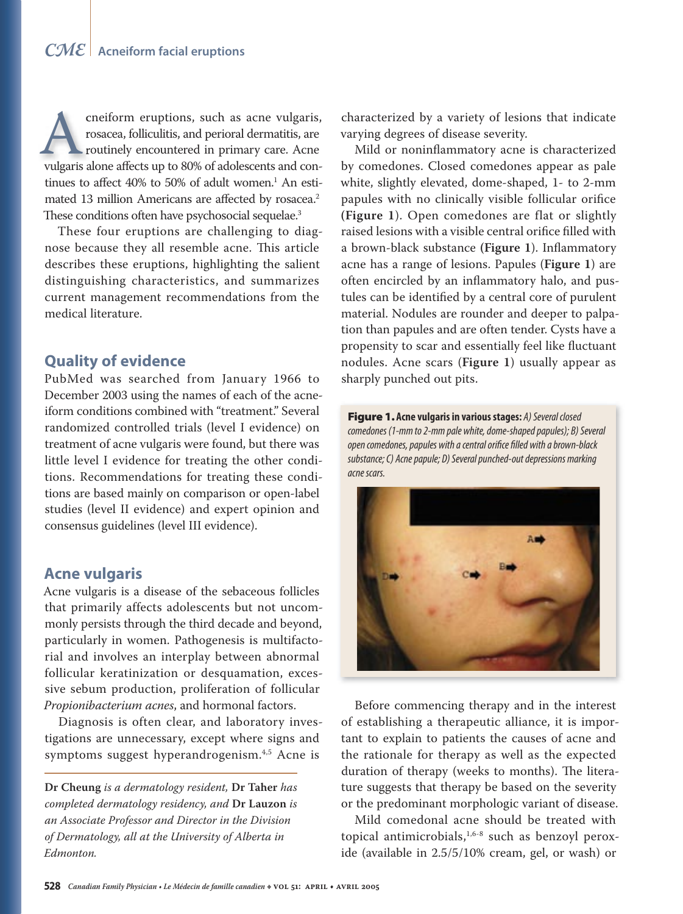Acneiform eruptions, such as acne vulgaris, rosacea, folliculitis, and perioral dermatitis, are routinely encountered in primary care. Acne vulgaris alone affects up to 80% of adolescents and continues to affect 40% to 50% of adult women.[1] An estimated 13 million Americans are affected by rosacea.[2] These conditions often have psychosocial sequelae.[3]

These four eruptions are challenging to diagnose because they all resemble acne. This article describes these eruptions, highlighting the salient distinguishing characteristics, and summarizes current management recommendations from the medical literature.

## Quality of evidence

PubMed was searched from January 1966 to December 2003 using the names of each of the acneiform conditions combined with "treatment." Several randomized controlled trials (level I evidence) on treatment of acne vulgaris were found, but there was little level I evidence for treating the other conditions. Recommendations for treating these conditions are based mainly on comparison or open-label studies (level II evidence) and expert opinion and consensus guidelines (level III evidence).

## Acne vulgaris

Acne vulgaris is a disease of the sebaceous follicles that primarily affects adolescents but not uncommonly persists through the third decade and beyond, particularly in women. Pathogenesis is multifactorial and involves an interplay between abnormal follicular keratinization or desquamation, excessive sebum production, proliferation of follicular *Propionibacterium acnes*, and hormonal factors.

Diagnosis is often clear, and laboratory investigations are unnecessary, except where signs and symptoms suggest hyperandrogenism.[4,5] Acne is characterized by a variety of lesions that indicate varying degrees of disease severity.

Mild or noninflammatory acne is characterized by comedones. Closed comedones appear as pale white, slightly elevated, dome-shaped, 1- to 2-mm papules with no clinically visible follicular orifice (**Figure 1**). Open comedones are flat or slightly raised lesions with a visible central orifice filled with a brown-black substance (**Figure 1**). Inflammatory acne has a range of lesions. Papules (**Figure 1**) are often encircled by an inflammatory halo, and pustules can be identified by a central core of purulent material. Nodules are rounder and deeper to palpation than papules and are often tender. Cysts have a propensity to scar and essentially feel like fluctuant nodules. Acne scars (**Figure 1**) usually appear as sharply punched out pits.

**Figure 1. Acne vulgaris in various stages:** *A) Several closed comedones (1-mm to 2-mm pale white, dome-shaped papules); B) Several open comedones, papules with a central orifice filled with a brown-black substance; C) Acne papule; D) Several punched-out depressions marking acne scars.*

Before commencing therapy and in the interest of establishing a therapeutic alliance, it is important to explain to patients the causes of acne and the rationale for therapy as well as the expected duration of therapy (weeks to months). The literature suggests that therapy be based on the severity or the predominant morphologic variant of disease.

Mild comedonal acne should be treated with topical antimicrobials,[1,6-8] such as benzoyl peroxide (available in 2.5/5/10% cream, gel, or wash) or

*Dr Cheung is a dermatology resident,* **Dr Taher** *has completed dermatology residency, and* **Dr Lauzon** *is an Associate Professor and Director in the Division of Dermatology, all at the University of Alberta in Edmonton.*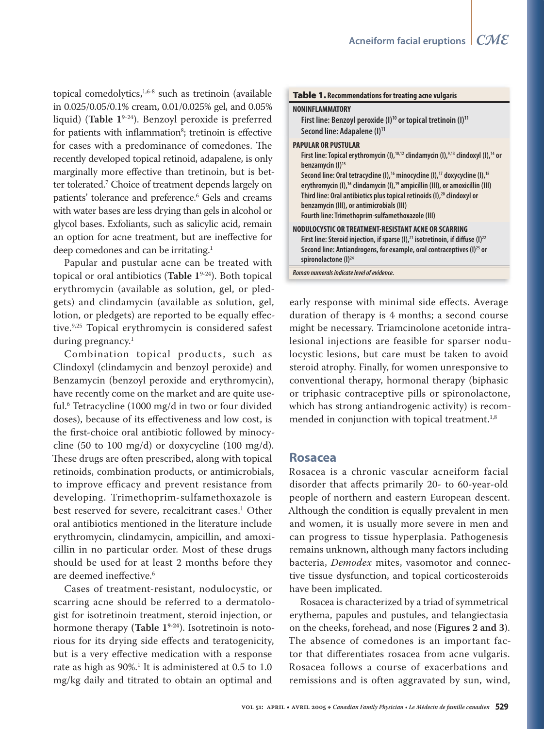topical comedolytics,[1,6-8] such as tretinoin (available in 0.025/0.05/0.1% cream, 0.01/0.025% gel, and 0.05% liquid) (**Table 1**[9-24]). Benzoyl peroxide is preferred for patients with inflammation[8]; tretinoin is effective for cases with a predominance of comedones. The recently developed topical retinoid, adapalene, is only marginally more effective than tretinoin, but is better tolerated.[7] Choice of treatment depends largely on patients' tolerance and preference.[6] Gels and creams with water bases are less drying than gels in alcohol or glycol bases. Exfoliants, such as salicylic acid, remain an option for acne treatment, but are ineffective for deep comedones and can be irritating.[1]

Papular and pustular acne can be treated with topical or oral antibiotics (**Table 1**[9-24]). Both topical erythromycin (available as solution, gel, or pledgets) and clindamycin (available as solution, gel, lotion, or pledgets) are reported to be equally effective.[9,25] Topical erythromycin is considered safest during pregnancy.[1]

Combination topical products, such as Clindoxyl (clindamycin and benzoyl peroxide) and Benzamycin (benzoyl peroxide and erythromycin), have recently come on the market and are quite useful.[6] Tetracycline (1000 mg/d in two or four divided doses), because of its effectiveness and low cost, is the first-choice oral antibiotic followed by minocycline (50 to 100 mg/d) or doxycycline (100 mg/d). These drugs are often prescribed, along with topical retinoids, combination products, or antimicrobials, to improve efficacy and prevent resistance from developing. Trimethoprim-sulfamethoxazole is best reserved for severe, recalcitrant cases.[1] Other oral antibiotics mentioned in the literature include erythromycin, clindamycin, ampicillin, and amoxicillin in no particular order. Most of these drugs should be used for at least 2 months before they are deemed ineffective.[6]

Cases of treatment-resistant, nodulocystic, or scarring acne should be referred to a dermatologist for isotretinoin treatment, steroid injection, or hormone therapy (**Table 1**[9-24]). Isotretinoin is notorious for its drying side effects and teratogenicity, but is a very effective medication with a response rate as high as 90%.[1] It is administered at 0.5 to 1.0 mg/kg daily and titrated to obtain an optimal and early response with minimal side effects. Average duration of therapy is 4 months; a second course might be necessary. Triamcinolone acetonide intralesional injections are feasible for sparser nodulocystic lesions, but care must be taken to avoid steroid atrophy. Finally, for women unresponsive to conventional therapy, hormonal therapy (biphasic or triphasic contraceptive pills or spironolactone, which has strong antiandrogenic activity) is recommended in conjunction with topical treatment.[1,8]

**Table 1. Recommendations for treating acne vulgaris**

| |
|---|
| **NONINFLAMMATORY** |
| First line: Benzoyl peroxide (I)[10] or topical tretinoin (I)[11] |
| Second line: Adapalene (I)[11] |
| **PAPULAR OR PUSTULAR** |
| First line: Topical erythromycin (I),[10,12] clindamycin (I),[9,13] clindoxyl (I),[14] or benzamycin (I)[15] |
| Second line: Oral tetracycline (I),[16] minocycline (I),[17] doxycycline (I),[18] erythromycin (I),[16] clindamycin (I),[19] ampicillin (III), or amoxicillin (III) |
| Third line: Oral antibiotics plus topical retinoids (I),[20] clindoxyl or benzamycin (III), or antimicrobials (III) |
| Fourth line: Trimethoprim-sulfamethoxazole (III) |
| **NODULOCYSTIC OR TREATMENT-RESISTANT ACNE OR SCARRING** |
| First line: Steroid injection, if sparse (I),[21] isotretinoin, if diffuse (I)[22] |
| Second line: Antiandrogens, for example, oral contraceptives (I)[23] or spironolactone (I)[24] |

*Roman numerals indicate level of evidence.*

## Rosacea

Rosacea is a chronic vascular acneiform facial disorder that affects primarily 20- to 60-year-old people of northern and eastern European descent. Although the condition is equally prevalent in men and women, it is usually more severe in men and can progress to tissue hyperplasia. Pathogenesis remains unknown, although many factors including bacteria, *Demodex* mites, vasomotor and connective tissue dysfunction, and topical corticosteroids have been implicated.

Rosacea is characterized by a triad of symmetrical erythema, papules and pustules, and telangiectasia on the cheeks, forehead, and nose (**Figures 2 and 3**). The absence of comedones is an important factor that differentiates rosacea from acne vulgaris. Rosacea follows a course of exacerbations and remissions and is often aggravated by sun, wind,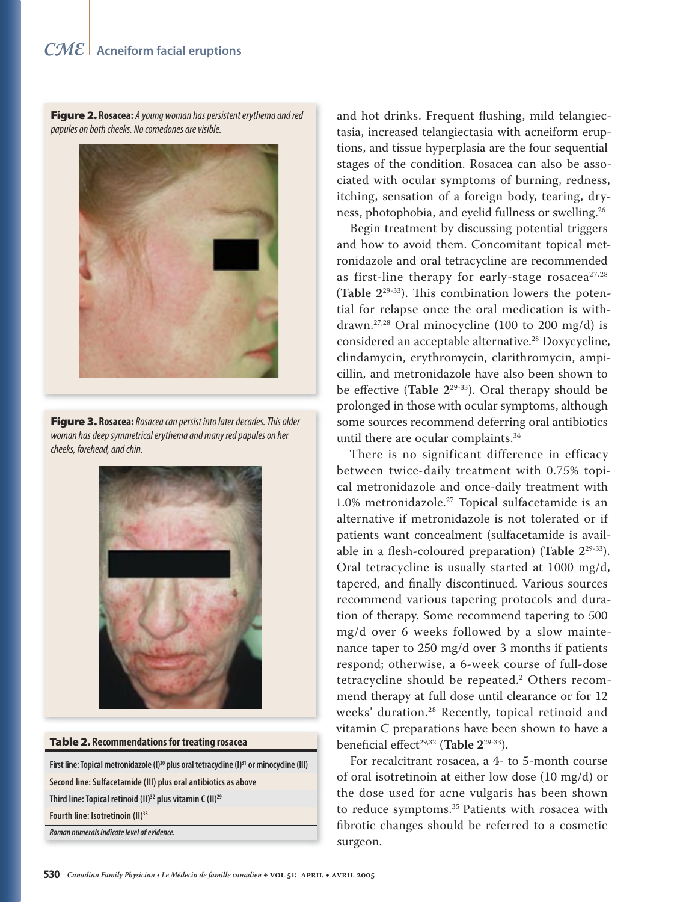**Figure 2. Rosacea:** *A young woman has persistent erythema and red papules on both cheeks. No comedones are visible.*

**Figure 3. Rosacea:** *Rosacea can persist into later decades. This older woman has deep symmetrical erythema and many red papules on her cheeks, forehead, and chin.*

**Table 2. Recommendations for treating rosacea**

| |
|---|
| First line: Topical metronidazole (I)[30] plus oral tetracycline (I)[31] or minocycline (III) |
| Second line: Sulfacetamide (III) plus oral antibiotics as above |
| Third line: Topical retinoid (II)[32] plus vitamin C (II)[29] |
| Fourth line: Isotretinoin (II)[33] |

*Roman numerals indicate level of evidence.*

and hot drinks. Frequent flushing, mild telangiectasia, increased telangiectasia with acneiform eruptions, and tissue hyperplasia are the four sequential stages of the condition. Rosacea can also be associated with ocular symptoms of burning, redness, itching, sensation of a foreign body, tearing, dryness, photophobia, and eyelid fullness or swelling.[26]

Begin treatment by discussing potential triggers and how to avoid them. Concomitant topical metronidazole and oral tetracycline are recommended as first-line therapy for early-stage rosacea[27,28] (**Table 2**[29-33]). This combination lowers the potential for relapse once the oral medication is withdrawn.[27,28] Oral minocycline (100 to 200 mg/d) is considered an acceptable alternative.[28] Doxycycline, clindamycin, erythromycin, clarithromycin, ampicillin, and metronidazole have also been shown to be effective (**Table 2**[29-33]). Oral therapy should be prolonged in those with ocular symptoms, although some sources recommend deferring oral antibiotics until there are ocular complaints.[34]

There is no significant difference in efficacy between twice-daily treatment with 0.75% topical metronidazole and once-daily treatment with 1.0% metronidazole.[27] Topical sulfacetamide is an alternative if metronidazole is not tolerated or if patients want concealment (sulfacetamide is available in a flesh-coloured preparation) (**Table 2**[29-33]). Oral tetracycline is usually started at 1000 mg/d, tapered, and finally discontinued. Various sources recommend various tapering protocols and duration of therapy. Some recommend tapering to 500 mg/d over 6 weeks followed by a slow maintenance taper to 250 mg/d over 3 months if patients respond; otherwise, a 6-week course of full-dose tetracycline should be repeated.[2] Others recommend therapy at full dose until clearance or for 12 weeks' duration.[28] Recently, topical retinoid and vitamin C preparations have been shown to have a beneficial effect[29,32] (**Table 2**[29-33]).

For recalcitrant rosacea, a 4- to 5-month course of oral isotretinoin at either low dose (10 mg/d) or the dose used for acne vulgaris has been shown to reduce symptoms.[35] Patients with rosacea with fibrotic changes should be referred to a cosmetic surgeon.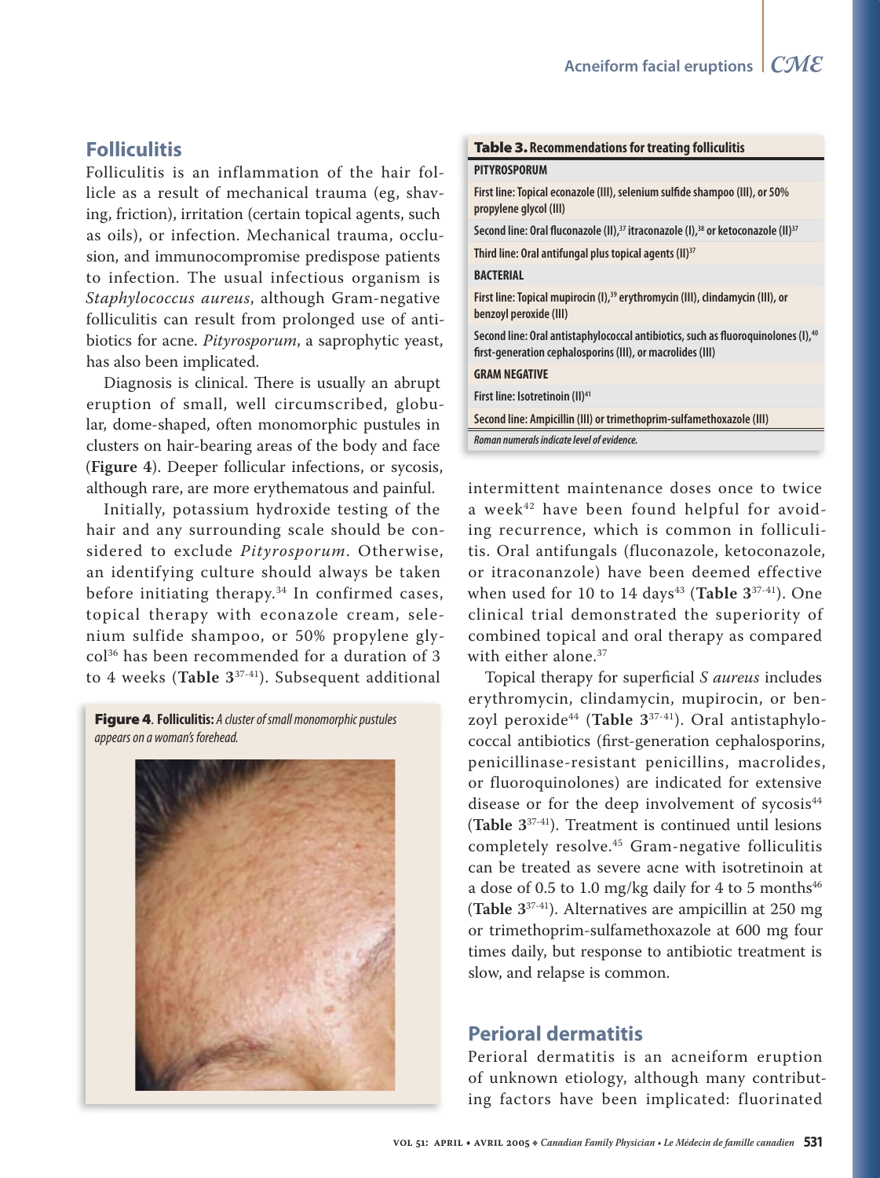## Folliculitis

Folliculitis is an inflammation of the hair follicle as a result of mechanical trauma (eg, shaving, friction), irritation (certain topical agents, such as oils), or infection. Mechanical trauma, occlusion, and immunocompromise predispose patients to infection. The usual infectious organism is *Staphylococcus aureus*, although Gram-negative folliculitis can result from prolonged use of antibiotics for acne. *Pityrosporum*, a saprophytic yeast, has also been implicated.

Diagnosis is clinical. There is usually an abrupt eruption of small, well circumscribed, globular, dome-shaped, often monomorphic pustules in clusters on hair-bearing areas of the body and face (**Figure 4**). Deeper follicular infections, or sycosis, although rare, are more erythematous and painful.

Initially, potassium hydroxide testing of the hair and any surrounding scale should be considered to exclude *Pityrosporum*. Otherwise, an identifying culture should always be taken before initiating therapy.[34] In confirmed cases, topical therapy with econazole cream, selenium sulfide shampoo, or 50% propylene glycol[36] has been recommended for a duration of 3 to 4 weeks (**Table 3**[37-41]). Subsequent additional intermittent maintenance doses once to twice a week[42] have been found helpful for avoiding recurrence, which is common in folliculitis. Oral antifungals (fluconazole, ketoconazole, or itraconanzole) have been deemed effective when used for 10 to 14 days[43] (**Table 3**[37-41]). One clinical trial demonstrated the superiority of combined topical and oral therapy as compared with either alone.[37]

**Figure 4. Folliculitis:** *A cluster of small monomorphic pustules appears on a woman's forehead.*

**Table 3. Recommendations for treating folliculitis**

| |
|---|
| **PITYROSPORUM** |
| First line: Topical econazole (III), selenium sulfide shampoo (III), or 50% propylene glycol (III) |
| Second line: Oral fluconazole (II),[37] itraconazole (I),[38] or ketoconazole (II)[37] |
| Third line: Oral antifungal plus topical agents (II)[37] |
| **BACTERIAL** |
| First line: Topical mupirocin (I),[39] erythromycin (III), clindamycin (III), or benzoyl peroxide (III) |
| Second line: Oral antistaphylococcal antibiotics, such as fluoroquinolones (I),[40] first-generation cephalosporins (III), or macrolides (III) |
| **GRAM NEGATIVE** |
| First line: Isotretinoin (II)[41] |
| Second line: Ampicillin (III) or trimethoprim-sulfamethoxazole (III) |

*Roman numerals indicate level of evidence.*

Topical therapy for superficial *S aureus* includes erythromycin, clindamycin, mupirocin, or benzoyl peroxide[44] (**Table 3**[37-41]). Oral antistaphylococcal antibiotics (first-generation cephalosporins, penicillinase-resistant penicillins, macrolides, or fluoroquinolones) are indicated for extensive disease or for the deep involvement of sycosis[44] (**Table 3**[37-41]). Treatment is continued until lesions completely resolve.[45] Gram-negative folliculitis can be treated as severe acne with isotretinoin at a dose of 0.5 to 1.0 mg/kg daily for 4 to 5 months[46] (**Table 3**[37-41]). Alternatives are ampicillin at 250 mg or trimethoprim-sulfamethoxazole at 600 mg four times daily, but response to antibiotic treatment is slow, and relapse is common.

## Perioral dermatitis

Perioral dermatitis is an acneiform eruption of unknown etiology, although many contributing factors have been implicated: fluorinated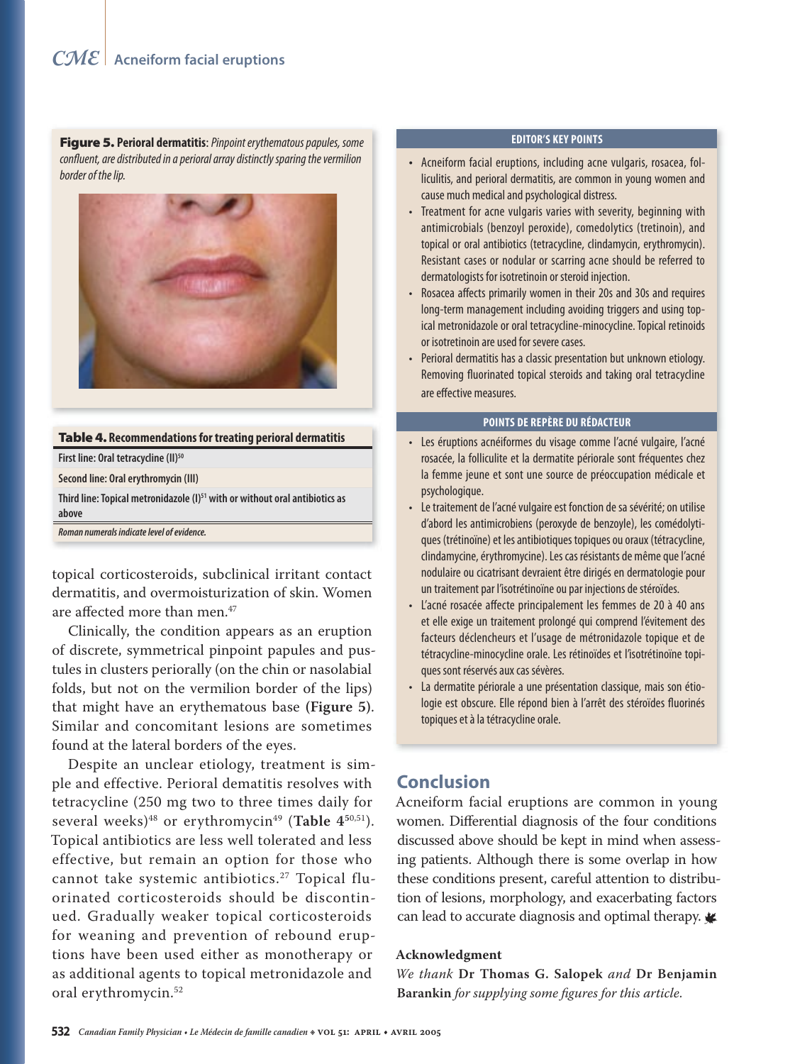**Figure 5. Perioral dermatitis**: *Pinpoint erythematous papules, some confluent, are distributed in a perioral array distinctly sparing the vermilion border of the lip.*

**Table 4. Recommendations for treating perioral dermatitis**

| |
|---|
| First line: Oral tetracycline (II)[50] |
| Second line: Oral erythromycin (III) |
| Third line: Topical metronidazole (I)[51] with or without oral antibiotics as above |

*Roman numerals indicate level of evidence.*

topical corticosteroids, subclinical irritant contact dermatitis, and overmoisturization of skin. Women are affected more than men.[47]

Clinically, the condition appears as an eruption of discrete, symmetrical pinpoint papules and pustules in clusters periorally (on the chin or nasolabial folds, but not on the vermilion border of the lips) that might have an erythematous base **(Figure 5)**. Similar and concomitant lesions are sometimes found at the lateral borders of the eyes.

Despite an unclear etiology, treatment is simple and effective. Perioral dematitis resolves with tetracycline (250 mg two to three times daily for several weeks)[48] or erythromycin[49] (**Table 4**[50,51]). Topical antibiotics are less well tolerated and less effective, but remain an option for those who cannot take systemic antibiotics.[27] Topical fluorinated corticosteroids should be discontinued. Gradually weaker topical corticosteroids for weaning and prevention of rebound eruptions have been used either as monotherapy or as additional agents to topical metronidazole and oral erythromycin.[52]

**EDITOR'S KEY POINTS**

- Acneiform facial eruptions, including acne vulgaris, rosacea, folliculitis, and perioral dermatitis, are common in young women and cause much medical and psychological distress.
- Treatment for acne vulgaris varies with severity, beginning with antimicrobials (benzoyl peroxide), comedolytics (tretinoin), and topical or oral antibiotics (tetracycline, clindamycin, erythromycin). Resistant cases or nodular or scarring acne should be referred to dermatologists for isotretinoin or steroid injection.
- Rosacea affects primarily women in their 20s and 30s and requires long-term management including avoiding triggers and using topical metronidazole or oral tetracycline-minocycline. Topical retinoids or isotretinoin are used for severe cases.
- Perioral dermatitis has a classic presentation but unknown etiology. Removing fluorinated topical steroids and taking oral tetracycline are effective measures.

**POINTS DE REPÈRE DU RÉDACTEUR**

- Les éruptions acnéiformes du visage comme l'acné vulgaire, l'acné rosacée, la folliculite et la dermatite périorale sont fréquentes chez la femme jeune et sont une source de préoccupation médicale et psychologique.
- Le traitement de l'acné vulgaire est fonction de sa sévérité; on utilise d'abord les antimicrobiens (peroxyde de benzoyle), les comédolytiques (trétinoïne) et les antibiotiques topiques ou oraux (tétracycline, clindamycine, érythromycine). Les cas résistants de même que l'acné nodulaire ou cicatrisant devraient être dirigés en dermatologie pour un traitement par l'isotrétinoïne ou par injections de stéroïdes.
- L'acné rosacée affecte principalement les femmes de 20 à 40 ans et elle exige un traitement prolongé qui comprend l'évitement des facteurs déclencheurs et l'usage de métronidazole topique et de tétracycline-minocycline orale. Les rétinoïdes et l'isotrétinoïne topiques sont réservés aux cas sévères.
- La dermatite périorale a une présentation classique, mais son étiologie est obscure. Elle répond bien à l'arrêt des stéroïdes fluorinés topiques et à la tétracycline orale.

## Conclusion

Acneiform facial eruptions are common in young women. Differential diagnosis of the four conditions discussed above should be kept in mind when assessing patients. Although there is some overlap in how these conditions present, careful attention to distribution of lesions, morphology, and exacerbating factors can lead to accurate diagnosis and optimal therapy.

**Acknowledgment**

*We thank* **Dr Thomas G. Salopek** *and* **Dr Benjamin Barankin** *for supplying some figures for this article.*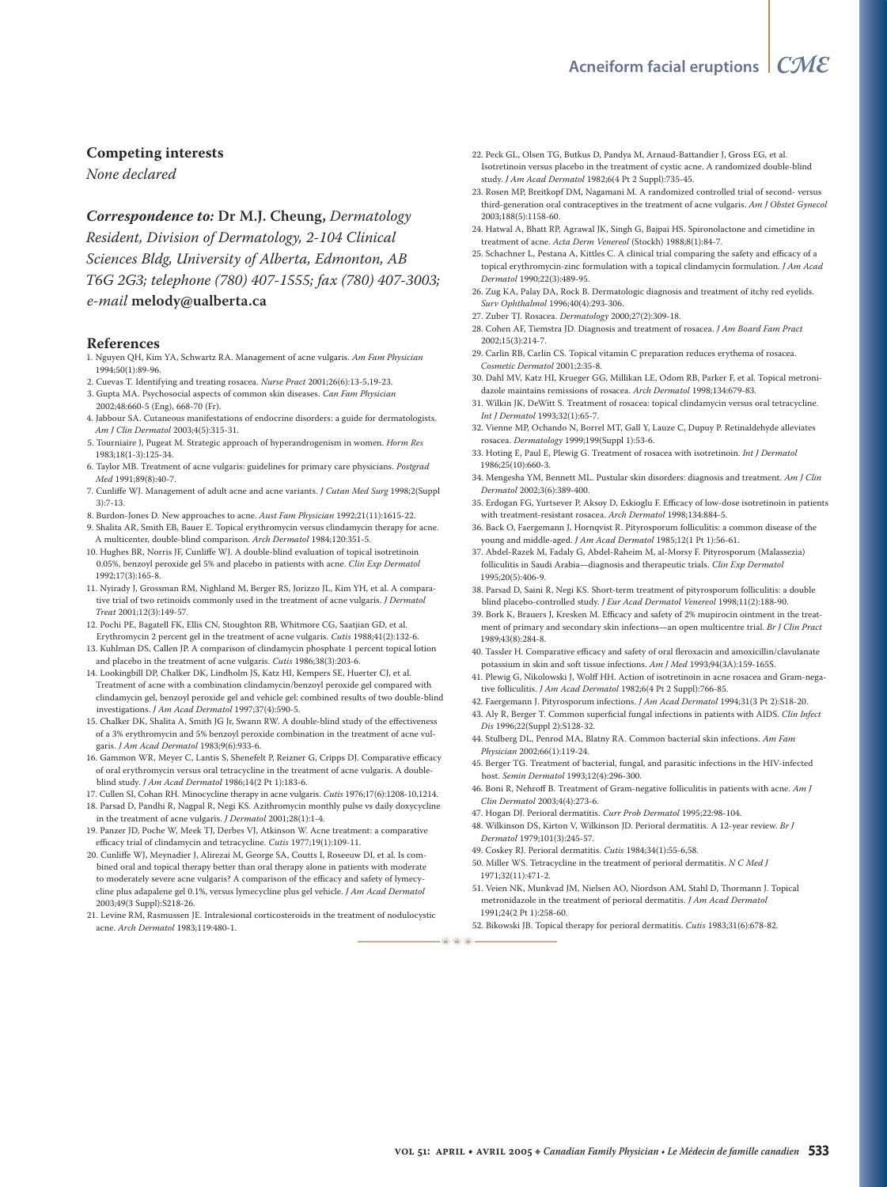## Competing interests

*None declared*

***Correspondence to:*** **Dr M.J. Cheung,** *Dermatology Resident, Division of Dermatology, 2-104 Clinical Sciences Bldg, University of Alberta, Edmonton, AB T6G 2G3; telephone (780) 407-1555; fax (780) 407-3003; e-mail* **melody@ualberta.ca**

## References

1. Nguyen QH, Kim YA, Schwartz RA. Management of acne vulgaris. *Am Fam Physician* 1994;50(1):89-96.
2. Cuevas T. Identifying and treating rosacea. *Nurse Pract* 2001;26(6):13-5,19-23.
3. Gupta MA. Psychosocial aspects of common skin diseases. *Can Fam Physician* 2002;48:660-5 (Eng), 668-70 (Fr).
4. Jabbour SA. Cutaneous manifestations of endocrine disorders: a guide for dermatologists. *Am J Clin Dermatol* 2003;4(5):315-31.
5. Tourniaire J, Pugeat M. Strategic approach of hyperandrogenism in women. *Horm Res* 1983;18(1-3):125-34.
6. Taylor MB. Treatment of acne vulgaris: guidelines for primary care physicians. *Postgrad Med* 1991;89(8):40-7.
7. Cunliffe WJ. Management of adult acne and acne variants. *J Cutan Med Surg* 1998;2(Suppl 3):7-13.
8. Burdon-Jones D. New approaches to acne. *Aust Fam Physician* 1992;21(11):1615-22.
9. Shalita AR, Smith EB, Bauer E. Topical erythromycin versus clindamycin therapy for acne. A multicenter, double-blind comparison. *Arch Dermatol* 1984;120:351-5.
10. Hughes BR, Norris JF, Cunliffe WJ. A double-blind evaluation of topical isotretinoin 0.05%, benzoyl peroxide gel 5% and placebo in patients with acne. *Clin Exp Dermatol* 1992;17(3):165-8.
11. Nyirady J, Grossman RM, Nighland M, Berger RS, Jorizzo JL, Kim YH, et al. A comparative trial of two retinoids commonly used in the treatment of acne vulgaris. *J Dermatol Treat* 2001;12(3):149-57.
12. Pochi PE, Bagatell FK, Ellis CN, Stoughton RB, Whitmore CG, Saatjian GD, et al. Erythromycin 2 percent gel in the treatment of acne vulgaris. *Cutis* 1988;41(2):132-6.
13. Kuhlman DS, Callen JP. A comparison of clindamycin phosphate 1 percent topical lotion and placebo in the treatment of acne vulgaris. *Cutis* 1986;38(3):203-6.
14. Lookingbill DP, Chalker DK, Lindholm JS, Katz HI, Kempers SE, Huerter CJ, et al. Treatment of acne with a combination clindamycin/benzoyl peroxide gel compared with clindamycin gel, benzoyl peroxide gel and vehicle gel: combined results of two double-blind investigations. *J Am Acad Dermatol* 1997;37(4):590-5.
15. Chalker DK, Shalita A, Smith JG Jr, Swann RW. A double-blind study of the effectiveness of a 3% erythromycin and 5% benzoyl peroxide combination in the treatment of acne vulgaris. *J Am Acad Dermatol* 1983;9(6):933-6.
16. Gammon WR, Meyer C, Lantis S, Shenefelt P, Reizner G, Cripps DJ. Comparative efficacy of oral erythromycin versus oral tetracycline in the treatment of acne vulgaris. A double-blind study. *J Am Acad Dermatol* 1986;14(2 Pt 1):183-6.
17. Cullen SI, Cohan RH. Minocycline therapy in acne vulgaris. *Cutis* 1976;17(6):1208-10,1214.
18. Parsad D, Pandhi R, Nagpal R, Negi KS. Azithromycin monthly pulse vs daily doxycycline in the treatment of acne vulgaris. *J Dermatol* 2001;28(1):1-4.
19. Panzer JD, Poche W, Meek TJ, Derbes VJ, Atkinson W. Acne treatment: a comparative efficacy trial of clindamycin and tetracycline. *Cutis* 1977;19(1):109-11.
20. Cunliffe WJ, Meynadier J, Alirezai M, George SA, Coutts I, Roseeuw DI, et al. Is combined oral and topical therapy better than oral therapy alone in patients with moderate to moderately severe acne vulgaris? A comparison of the efficacy and safety of lymecycline plus adapalene gel 0.1%, versus lymecycline plus gel vehicle. *J Am Acad Dermatol* 2003;49(3 Suppl):S218-26.
21. Levine RM, Rasmussen JE. Intralesional corticosteroids in the treatment of nodulocystic acne. *Arch Dermatol* 1983;119:480-1.
22. Peck GL, Olsen TG, Butkus D, Pandya M, Arnaud-Battandier J, Gross EG, et al. Isotretinoin versus placebo in the treatment of cystic acne. A randomized double-blind study. *J Am Acad Dermatol* 1982;6(4 Pt 2 Suppl):735-45.
23. Rosen MP, Breitkopf DM, Nagamani M. A randomized controlled trial of second- versus third-generation oral contraceptives in the treatment of acne vulgaris. *Am J Obstet Gynecol* 2003;188(5):1158-60.
24. Hatwal A, Bhatt RP, Agrawal JK, Singh G, Bajpai HS. Spironolactone and cimetidine in treatment of acne. *Acta Derm Venereol* (Stockh) 1988;8(1):84-7.
25. Schachner L, Pestana A, Kittles C. A clinical trial comparing the safety and efficacy of a topical erythromycin-zinc formulation with a topical clindamycin formulation. *J Am Acad Dermatol* 1990;22(3):489-95.
26. Zug KA, Palay DA, Rock B. Dermatologic diagnosis and treatment of itchy red eyelids. *Surv Ophthalmol* 1996;40(4):293-306.
27. Zuber TJ. Rosacea. *Dermatology* 2000;27(2):309-18.
28. Cohen AF, Tiemstra JD. Diagnosis and treatment of rosacea. *J Am Board Fam Pract* 2002;15(3):214-7.
29. Carlin RB, Carlin CS. Topical vitamin C preparation reduces erythema of rosacea. *Cosmetic Dermatol* 2001;2:35-8.
30. Dahl MV, Katz HI, Krueger GG, Millikan LE, Odom RB, Parker F, et al. Topical metronidazole maintains remissions of rosacea. *Arch Dermatol* 1998;134:679-83.
31. Wilkin JK, DeWitt S. Treatment of rosacea: topical clindamycin versus oral tetracycline. *Int J Dermatol* 1993;32(1):65-7.
32. Vienne MP, Ochando N, Borrel MT, Gall Y, Lauze C, Dupuy P. Retinaldehyde alleviates rosacea. *Dermatology* 1999;199(Suppl 1):53-6.
33. Hoting E, Paul E, Plewig G. Treatment of rosacea with isotretinoin. *Int J Dermatol* 1986;25(10):660-3.
34. Mengesha YM, Bennett ML. Pustular skin disorders: diagnosis and treatment. *Am J Clin Dermatol* 2002;3(6):389-400.
35. Erdogan FG, Yurtsever P, Aksoy D, Eskioglu F. Efficacy of low-dose isotretinoin in patients with treatment-resistant rosacea. *Arch Dermatol* 1998;134:884-5.
36. Back O, Faergemann J, Hornqvist R. Pityrosporum folliculitis: a common disease of the young and middle-aged. *J Am Acad Dermatol* 1985;12(1 Pt 1):56-61.
37. Abdel-Razek M, Fadaly G, Abdel-Raheim M, al-Morsy F. Pityrosporum (Malassezia) folliculitis in Saudi Arabia—diagnosis and therapeutic trials. *Clin Exp Dermatol* 1995;20(5):406-9.
38. Parsad D, Saini R, Negi KS. Short-term treatment of pityrosporum folliculitis: a double blind placebo-controlled study. *J Eur Acad Dermatol Venereol* 1998;11(2):188-90.
39. Bork K, Brauers J, Kresken M. Efficacy and safety of 2% mupirocin ointment in the treatment of primary and secondary skin infections—an open multicentre trial. *Br J Clin Pract* 1989;43(8):284-8.
40. Tassler H. Comparative efficacy and safety of oral fleroxacin and amoxicillin/clavulanate potassium in skin and soft tissue infections. *Am J Med* 1993;94(3A):159-165S.
41. Plewig G, Nikolowski J, Wolff HH. Action of isotretinoin in acne rosacea and Gram-negative folliculitis. *J Am Acad Dermatol* 1982;6(4 Pt 2 Suppl):766-85.
42. Faergemann J. Pityrosporum infections. *J Am Acad Dermatol* 1994;31(3 Pt 2):S18-20.
43. Aly R, Berger T. Common superficial fungal infections in patients with AIDS. *Clin Infect Dis* 1996;22(Suppl 2):S128-32.
44. Stulberg DL, Penrod MA, Blatny RA. Common bacterial skin infections. *Am Fam Physician* 2002;66(1):119-24.
45. Berger TG. Treatment of bacterial, fungal, and parasitic infections in the HIV-infected host. *Semin Dermatol* 1993;12(4):296-300.
46. Boni R, Nehroff B. Treatment of Gram-negative folliculitis in patients with acne. *Am J Clin Dermatol* 2003;4(4):273-6.
47. Hogan DJ. Perioral dermatitis. *Curr Prob Dermatol* 1995;22:98-104.
48. Wilkinson DS, Kirton V, Wilkinson JD. Perioral dermatitis. A 12-year review. *Br J Dermatol* 1979;101(3):245-57.
49. Coskey RJ. Perioral dermatitis. *Cutis* 1984;34(1):55-6,58.
50. Miller WS. Tetracycline in the treatment of perioral dermatitis. *N C Med J* 1971;32(11):471-2.
51. Veien NK, Munkvad JM, Nielsen AO, Niordson AM, Stahl D, Thormann J. Topical metronidazole in the treatment of perioral dermatitis. *J Am Acad Dermatol* 1991;24(2 Pt 1):258-60.
52. Bikowski JB. Topical therapy for perioral dermatitis. *Cutis* 1983;31(6):678-82.